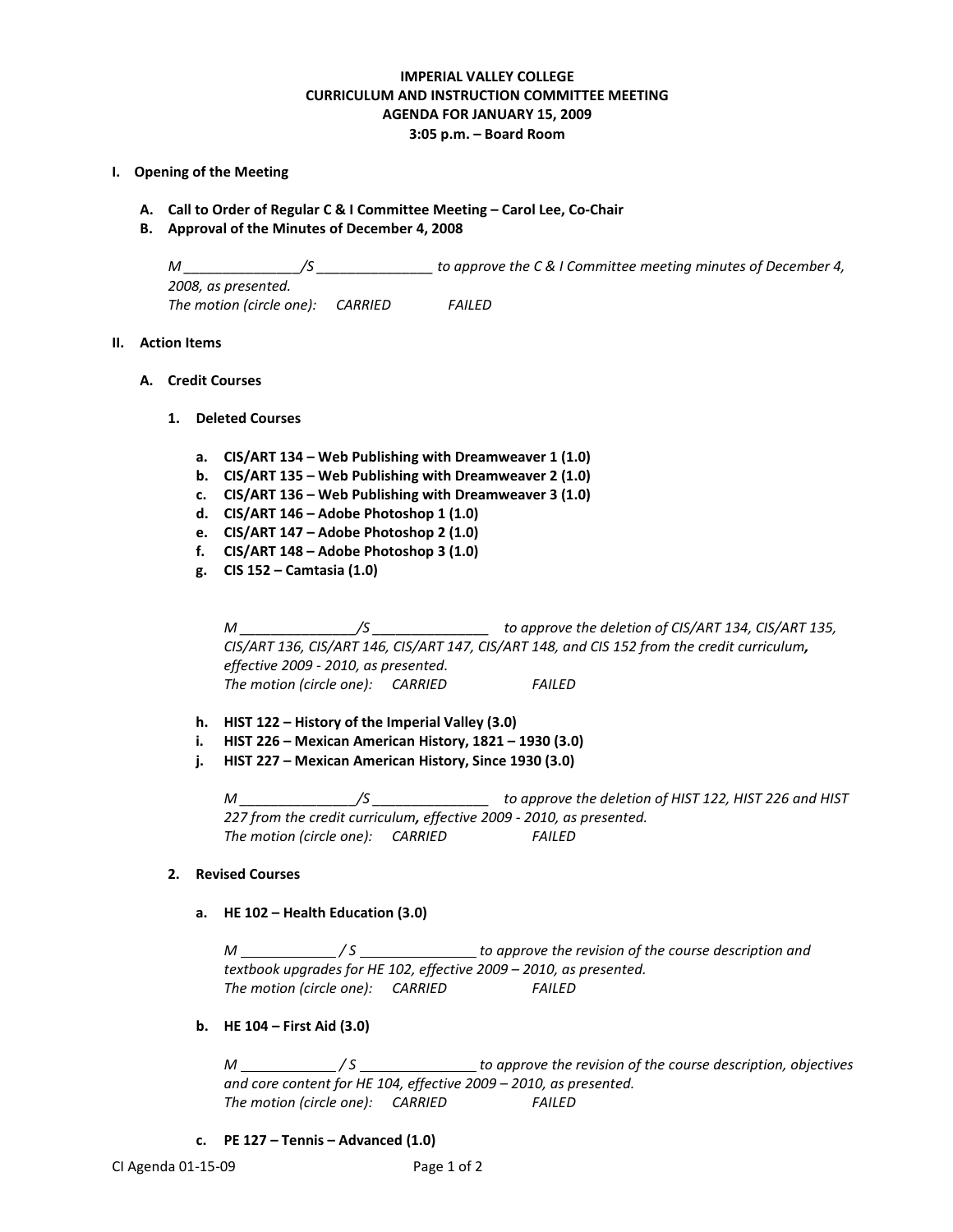**IMPERIAL VALLEY COLLEGE**
**CURRICULUM AND INSTRUCTION COMMITTEE MEETING**
**AGENDA FOR JANUARY 15, 2009**
**3:05 p.m. – Board Room**

## I. Opening of the Meeting

**A. Call to Order of Regular C & I Committee Meeting – Carol Lee, Co-Chair**

**B. Approval of the Minutes of December 4, 2008**

*M _______________/S _______________ to approve the C & I Committee meeting minutes of December 4, 2008, as presented.*
*The motion (circle one): CARRIED FAILED*

## II. Action Items

### A. Credit Courses

#### 1. Deleted Courses

a. **CIS/ART 134 – Web Publishing with Dreamweaver 1 (1.0)**
b. **CIS/ART 135 – Web Publishing with Dreamweaver 2 (1.0)**
c. **CIS/ART 136 – Web Publishing with Dreamweaver 3 (1.0)**
d. **CIS/ART 146 – Adobe Photoshop 1 (1.0)**
e. **CIS/ART 147 – Adobe Photoshop 2 (1.0)**
f. **CIS/ART 148 – Adobe Photoshop 3 (1.0)**
g. **CIS 152 – Camtasia (1.0)**

*M _______________/S _______________ to approve the deletion of CIS/ART 134, CIS/ART 135, CIS/ART 136, CIS/ART 146, CIS/ART 147, CIS/ART 148, and CIS 152 from the credit curriculum, effective 2009 - 2010, as presented.*
*The motion (circle one): CARRIED FAILED*

h. **HIST 122 – History of the Imperial Valley (3.0)**
i. **HIST 226 – Mexican American History, 1821 – 1930 (3.0)**
j. **HIST 227 – Mexican American History, Since 1930 (3.0)**

*M _______________/S _______________ to approve the deletion of HIST 122, HIST 226 and HIST 227 from the credit curriculum, effective 2009 - 2010, as presented.*
*The motion (circle one): CARRIED FAILED*

#### 2. Revised Courses

a. **HE 102 – Health Education (3.0)**

*M ____________ / S _______________ to approve the revision of the course description and textbook upgrades for HE 102, effective 2009 – 2010, as presented.*
*The motion (circle one): CARRIED FAILED*

b. **HE 104 – First Aid (3.0)**

*M ____________ / S _______________ to approve the revision of the course description, objectives and core content for HE 104, effective 2009 – 2010, as presented.*
*The motion (circle one): CARRIED FAILED*

c. **PE 127 – Tennis – Advanced (1.0)**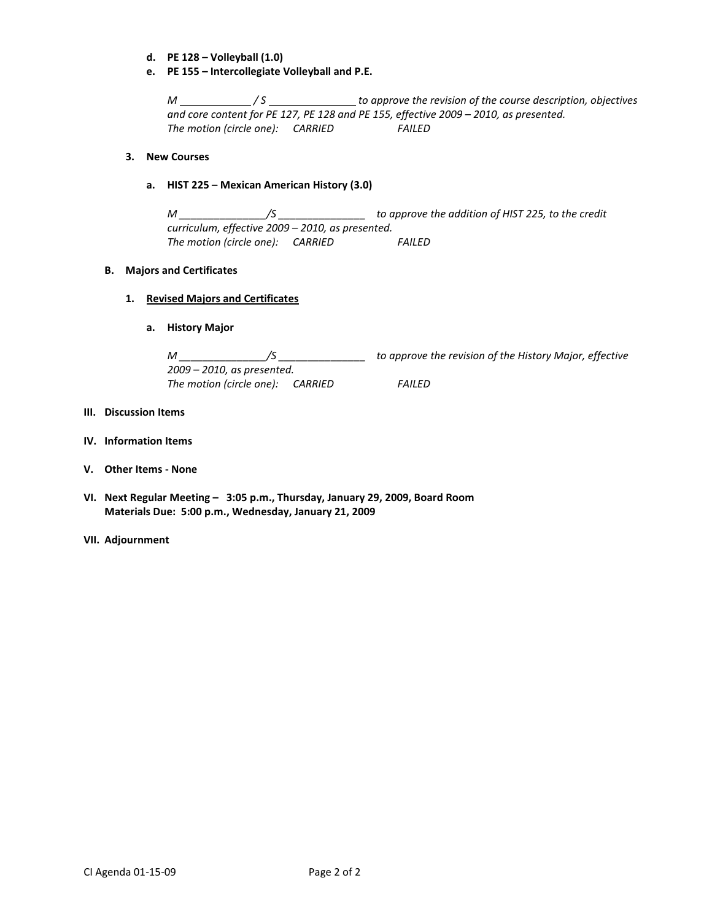d. **PE 128 – Volleyball (1.0)**

e. **PE 155 – Intercollegiate Volleyball and P.E.**

*M ____________ / S _______________ to approve the revision of the course description, objectives and core content for PE 127, PE 128 and PE 155, effective 2009 – 2010, as presented.*
*The motion (circle one): CARRIED FAILED*

3. **New Courses**

a. **HIST 225 – Mexican American History (3.0)**

*M _______________/S _______________ to approve the addition of HIST 225, to the credit curriculum, effective 2009 – 2010, as presented.*
*The motion (circle one): CARRIED FAILED*

**B. Majors and Certificates**

1. **<u>Revised Majors and Certificates</u>**

a. **History Major**

*M _______________/S _______________ to approve the revision of the History Major, effective 2009 – 2010, as presented.*
*The motion (circle one): CARRIED FAILED*

**III. Discussion Items**

**IV. Information Items**

**V. Other Items - None**

**VI. Next Regular Meeting – 3:05 p.m., Thursday, January 29, 2009, Board Room**
**Materials Due: 5:00 p.m., Wednesday, January 21, 2009**

**VII. Adjournment**